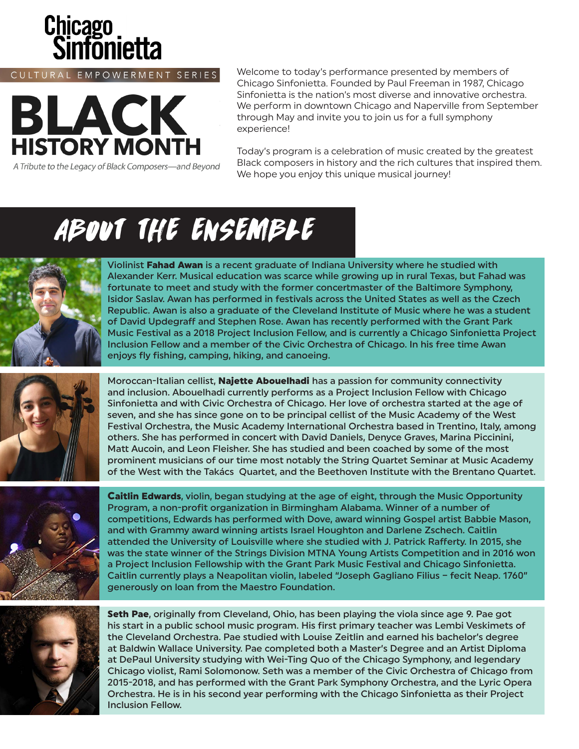# Chicago Sinfonietta

CULTURAL EMPOWERMENT SERIES

# BLACK HISTORY MONTH

*A Tribute to the Legacy of Black Composers—and Beyond*

Welcome to today's performance presented by members of Chicago Sinfonietta. Founded by Paul Freeman in 1987, Chicago Sinfonietta is the nation's most diverse and innovative orchestra. We perform in downtown Chicago and Naperville from September through May and invite you to join us for a full symphony experience!

Today's program is a celebration of music created by the greatest Black composers in history and the rich cultures that inspired them. We hope you enjoy this unique musical journey!

## ABOUT THE ENSEMBLE

Violinist **Fahad Awan** is a recent graduate of Indiana University where he studied with Alexander Kerr. Musical education was scarce while growing up in rural Texas, but Fahad was fortunate to meet and study with the former concertmaster of the Baltimore Symphony, Isidor Saslav. Awan has performed in festivals across the United States as well as the Czech Republic. Awan is also a graduate of the Cleveland Institute of Music where he was a student of David Updegraff and Stephen Rose. Awan has recently performed with the Grant Park Music Festival as a 2018 Project Inclusion Fellow, and is currently a Chicago Sinfonietta Project Inclusion Fellow and a member of the Civic Orchestra of Chicago. In his free time Awan enjoys fly fishing, camping, hiking, and canoeing.

Moroccan-Italian cellist, **Najette Abouelhadi** has a passion for community connectivity and inclusion. Abouelhadi currently performs as a Project Inclusion Fellow with Chicago Sinfonietta and with Civic Orchestra of Chicago. Her love of orchestra started at the age of seven, and she has since gone on to be principal cellist of the Music Academy of the West Festival Orchestra, the Music Academy International Orchestra based in Trentino, Italy, among others. She has performed in concert with David Daniels, Denyce Graves, Marina Piccinini, Matt Aucoin, and Leon Fleisher. She has studied and been coached by some of the most prominent musicians of our time most notably the String Quartet Seminar at Music Academy of the West with the Takács Quartet, and the Beethoven Institute with the Brentano Quartet.

**Caitlin Edwards**, violin, began studying at the age of eight, through the Music Opportunity Program, a non-profit organization in Birmingham Alabama. Winner of a number of competitions, Edwards has performed with Dove, award winning Gospel artist Babbie Mason, and with Grammy award winning artists Israel Houghton and Darlene Zschech. Caitlin attended the University of Louisville where she studied with J. Patrick Rafferty. In 2015, she was the state winner of the Strings Division MTNA Young Artists Competition and in 2016 won a Project Inclusion Fellowship with the Grant Park Music Festival and Chicago Sinfonietta. Caitlin currently plays a Neapolitan violin, labeled "Joseph Gagliano Filius – fecit Neap. 1760" generously on loan from the Maestro Foundation.

**Seth Pae**, originally from Cleveland, Ohio, has been playing the viola since age 9. Pae got his start in a public school music program. His first primary teacher was Lembi Veskimets of the Cleveland Orchestra. Pae studied with Louise Zeitlin and earned his bachelor's degree at Baldwin Wallace University. Pae completed both a Master's Degree and an Artist Diploma at DePaul University studying with Wei-Ting Quo of the Chicago Symphony, and legendary Chicago violist, Rami Solomonow. Seth was a member of the Civic Orchestra of Chicago from 2015-2018, and has performed with the Grant Park Symphony Orchestra, and the Lyric Opera Orchestra. He is in his second year performing with the Chicago Sinfonietta as their Project Inclusion Fellow.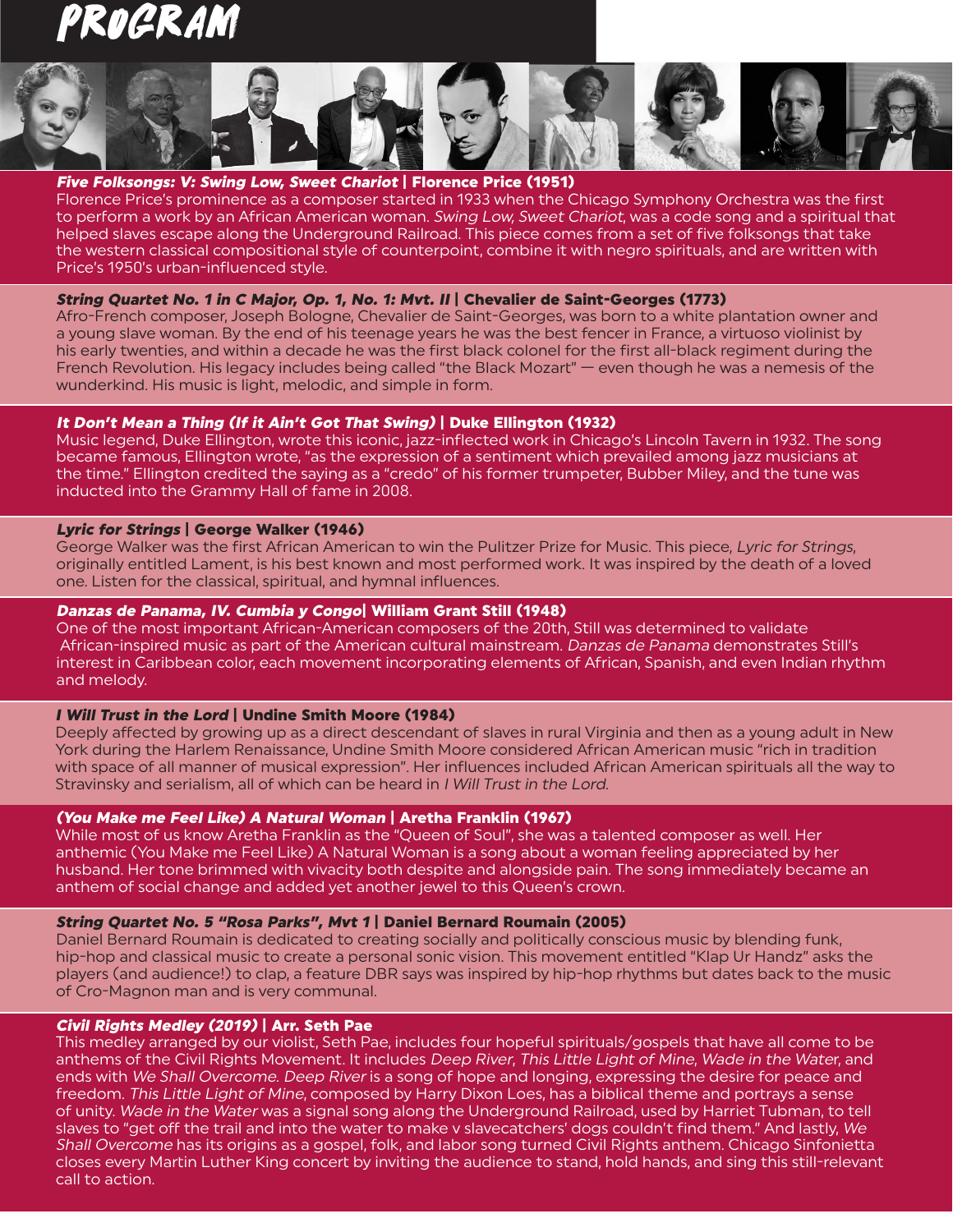# PROGRAM

***Five Folksongs: V: Swing Low, Sweet Chariot* | Florence Price (1951)**

Florence Price's prominence as a composer started in 1933 when the Chicago Symphony Orchestra was the first to perform a work by an African American woman. *Swing Low, Sweet Chariot*, was a code song and a spiritual that helped slaves escape along the Underground Railroad. This piece comes from a set of five folksongs that take the western classical compositional style of counterpoint, combine it with negro spirituals, and are written with Price's 1950's urban-influenced style.

***String Quartet No. 1 in C Major, Op. 1, No. 1: Mvt. II* | Chevalier de Saint-Georges (1773)**

Afro-French composer, Joseph Bologne, Chevalier de Saint-Georges, was born to a white plantation owner and a young slave woman. By the end of his teenage years he was the best fencer in France, a virtuoso violinist by his early twenties, and within a decade he was the first black colonel for the first all-black regiment during the French Revolution. His legacy includes being called "the Black Mozart" — even though he was a nemesis of the wunderkind. His music is light, melodic, and simple in form.

***It Don't Mean a Thing (If it Ain't Got That Swing)* | Duke Ellington (1932)**

Music legend, Duke Ellington, wrote this iconic, jazz-inflected work in Chicago's Lincoln Tavern in 1932. The song became famous, Ellington wrote, "as the expression of a sentiment which prevailed among jazz musicians at the time." Ellington credited the saying as a "credo" of his former trumpeter, Bubber Miley, and the tune was inducted into the Grammy Hall of fame in 2008.

***Lyric for Strings* | George Walker (1946)**

George Walker was the first African American to win the Pulitzer Prize for Music. This piece, *Lyric for Strings*, originally entitled Lament, is his best known and most performed work. It was inspired by the death of a loved one. Listen for the classical, spiritual, and hymnal influences.

***Danzas de Panama, IV. Cumbia y Congo*| William Grant Still (1948)**

One of the most important African-American composers of the 20th, Still was determined to validate African-inspired music as part of the American cultural mainstream. *Danzas de Panama* demonstrates Still's interest in Caribbean color, each movement incorporating elements of African, Spanish, and even Indian rhythm and melody.

***I Will Trust in the Lord* | Undine Smith Moore (1984)**

Deeply affected by growing up as a direct descendant of slaves in rural Virginia and then as a young adult in New York during the Harlem Renaissance, Undine Smith Moore considered African American music "rich in tradition with space of all manner of musical expression". Her influences included African American spirituals all the way to Stravinsky and serialism, all of which can be heard in *I Will Trust in the Lord*.

***(You Make me Feel Like) A Natural Woman* | Aretha Franklin (1967)**

While most of us know Aretha Franklin as the "Queen of Soul", she was a talented composer as well. Her anthemic (You Make me Feel Like) A Natural Woman is a song about a woman feeling appreciated by her husband. Her tone brimmed with vivacity both despite and alongside pain. The song immediately became an anthem of social change and added yet another jewel to this Queen's crown.

***String Quartet No. 5 "Rosa Parks", Mvt 1* | Daniel Bernard Roumain (2005)**

Daniel Bernard Roumain is dedicated to creating socially and politically conscious music by blending funk, hip-hop and classical music to create a personal sonic vision. This movement entitled "Klap Ur Handz" asks the players (and audience!) to clap, a feature DBR says was inspired by hip-hop rhythms but dates back to the music of Cro-Magnon man and is very communal.

***Civil Rights Medley (2019)* | Arr. Seth Pae**

This medley arranged by our violist, Seth Pae, includes four hopeful spirituals/gospels that have all come to be anthems of the Civil Rights Movement. It includes *Deep River*, *This Little Light of Mine*, *Wade in the Water*, and ends with *We Shall Overcome*. *Deep River* is a song of hope and longing, expressing the desire for peace and freedom. *This Little Light of Mine*, composed by Harry Dixon Loes, has a biblical theme and portrays a sense of unity. *Wade in the Water* was a signal song along the Underground Railroad, used by Harriet Tubman, to tell slaves to "get off the trail and into the water to make v slavecatchers' dogs couldn't find them." And lastly, *We Shall Overcome* has its origins as a gospel, folk, and labor song turned Civil Rights anthem. Chicago Sinfonietta closes every Martin Luther King concert by inviting the audience to stand, hold hands, and sing this still-relevant call to action.